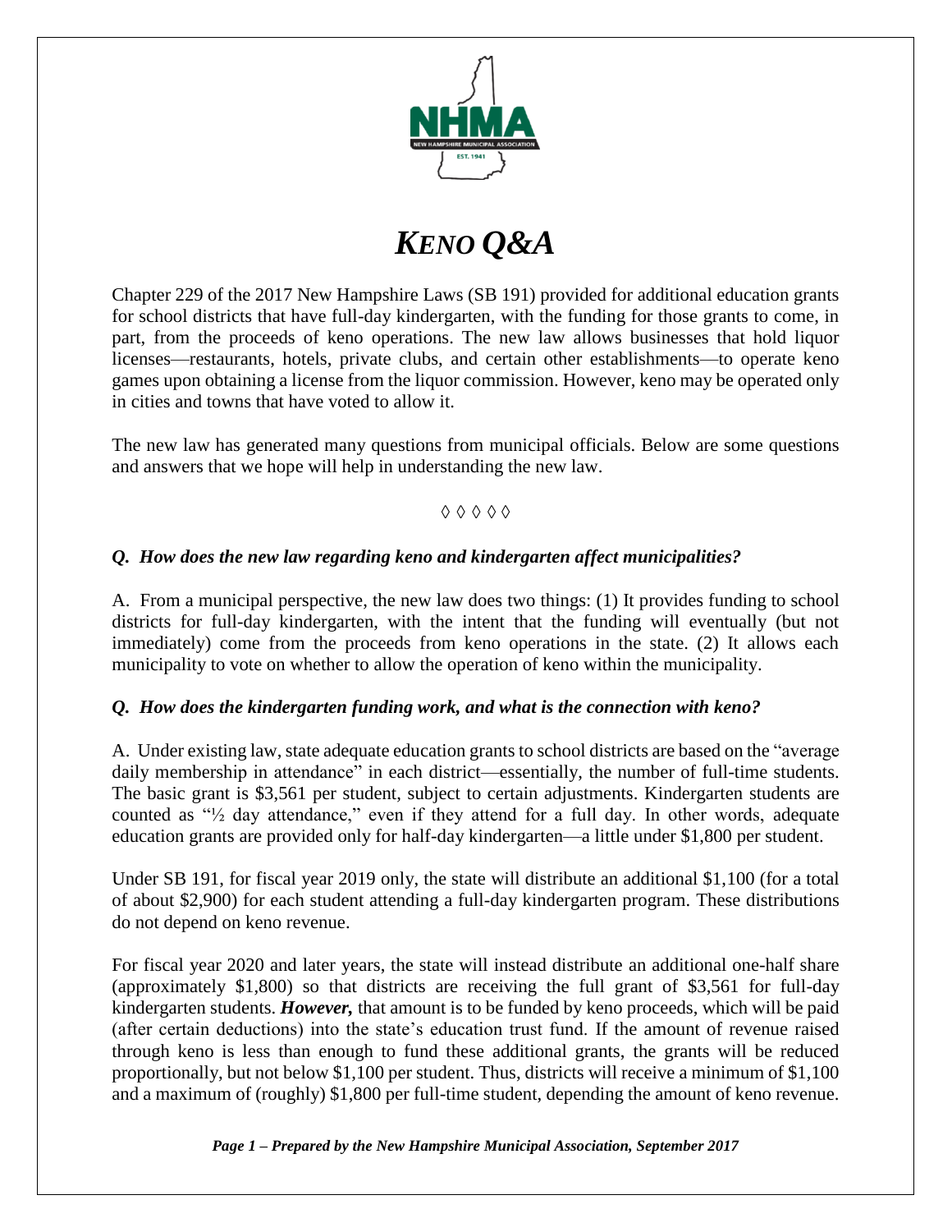# *KENO Q&A*

Chapter 229 of the 2017 New Hampshire Laws (SB 191) provided for additional education grants for school districts that have full-day kindergarten, with the funding for those grants to come, in part, from the proceeds of keno operations. The new law allows businesses that hold liquor licenses—restaurants, hotels, private clubs, and certain other establishments—to operate keno games upon obtaining a license from the liquor commission. However, keno may be operated only in cities and towns that have voted to allow it.

The new law has generated many questions from municipal officials. Below are some questions and answers that we hope will help in understanding the new law.

◊ ◊ ◊ ◊ ◊

### *Q. How does the new law regarding keno and kindergarten affect municipalities?*

A. From a municipal perspective, the new law does two things: (1) It provides funding to school districts for full-day kindergarten, with the intent that the funding will eventually (but not immediately) come from the proceeds from keno operations in the state. (2) It allows each municipality to vote on whether to allow the operation of keno within the municipality.

### *Q. How does the kindergarten funding work, and what is the connection with keno?*

A. Under existing law, state adequate education grants to school districts are based on the "average daily membership in attendance" in each district—essentially, the number of full-time students. The basic grant is $3,561 per student, subject to certain adjustments. Kindergarten students are counted as "½ day attendance," even if they attend for a full day. In other words, adequate education grants are provided only for half-day kindergarten—a little under $1,800 per student.

Under SB 191, for fiscal year 2019 only, the state will distribute an additional $1,100 (for a total of about $2,900) for each student attending a full-day kindergarten program. These distributions do not depend on keno revenue.

For fiscal year 2020 and later years, the state will instead distribute an additional one-half share (approximately $1,800) so that districts are receiving the full grant of $3,561 for full-day kindergarten students. ***However,*** that amount is to be funded by keno proceeds, which will be paid (after certain deductions) into the state's education trust fund. If the amount of revenue raised through keno is less than enough to fund these additional grants, the grants will be reduced proportionally, but not below $1,100 per student. Thus, districts will receive a minimum of $1,100 and a maximum of (roughly) $1,800 per full-time student, depending the amount of keno revenue.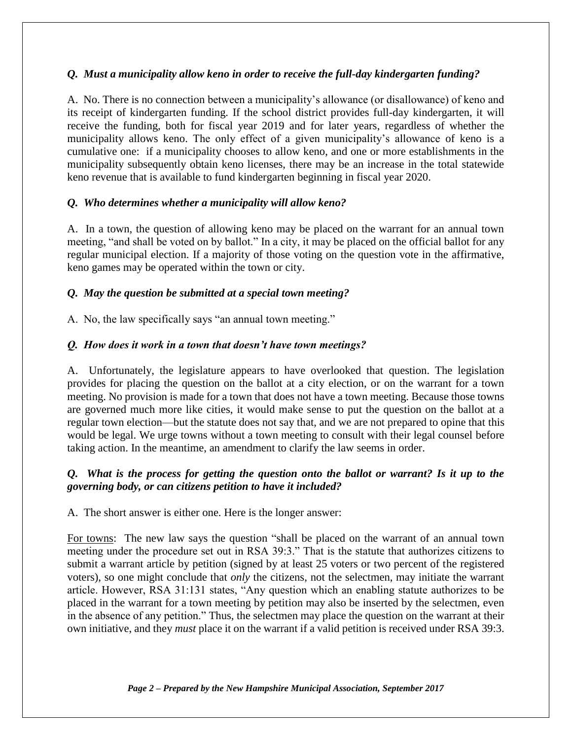***Q. Must a municipality allow keno in order to receive the full-day kindergarten funding?***

A. No. There is no connection between a municipality's allowance (or disallowance) of keno and its receipt of kindergarten funding. If the school district provides full-day kindergarten, it will receive the funding, both for fiscal year 2019 and for later years, regardless of whether the municipality allows keno. The only effect of a given municipality's allowance of keno is a cumulative one: if a municipality chooses to allow keno, and one or more establishments in the municipality subsequently obtain keno licenses, there may be an increase in the total statewide keno revenue that is available to fund kindergarten beginning in fiscal year 2020.

***Q. Who determines whether a municipality will allow keno?***

A. In a town, the question of allowing keno may be placed on the warrant for an annual town meeting, "and shall be voted on by ballot." In a city, it may be placed on the official ballot for any regular municipal election. If a majority of those voting on the question vote in the affirmative, keno games may be operated within the town or city.

***Q. May the question be submitted at a special town meeting?***

A. No, the law specifically says "an annual town meeting."

***Q. How does it work in a town that doesn't have town meetings?***

A. Unfortunately, the legislature appears to have overlooked that question. The legislation provides for placing the question on the ballot at a city election, or on the warrant for a town meeting. No provision is made for a town that does not have a town meeting. Because those towns are governed much more like cities, it would make sense to put the question on the ballot at a regular town election—but the statute does not say that, and we are not prepared to opine that this would be legal. We urge towns without a town meeting to consult with their legal counsel before taking action. In the meantime, an amendment to clarify the law seems in order.

***Q. What is the process for getting the question onto the ballot or warrant? Is it up to the governing body, or can citizens petition to have it included?***

A. The short answer is either one. Here is the longer answer:

<u>For towns</u>: The new law says the question "shall be placed on the warrant of an annual town meeting under the procedure set out in RSA 39:3." That is the statute that authorizes citizens to submit a warrant article by petition (signed by at least 25 voters or two percent of the registered voters), so one might conclude that *only* the citizens, not the selectmen, may initiate the warrant article. However, RSA 31:131 states, "Any question which an enabling statute authorizes to be placed in the warrant for a town meeting by petition may also be inserted by the selectmen, even in the absence of any petition." Thus, the selectmen may place the question on the warrant at their own initiative, and they *must* place it on the warrant if a valid petition is received under RSA 39:3.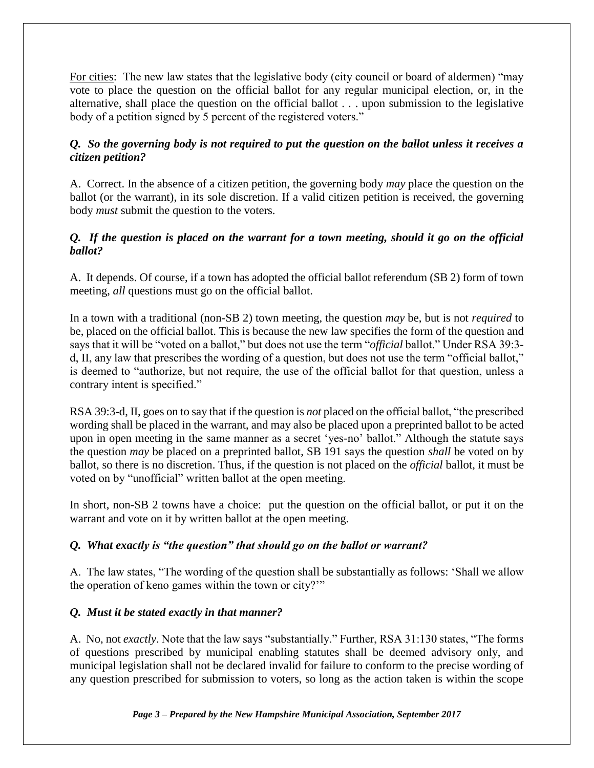<u>For cities</u>: The new law states that the legislative body (city council or board of aldermen) "may vote to place the question on the official ballot for any regular municipal election, or, in the alternative, shall place the question on the official ballot . . . upon submission to the legislative body of a petition signed by 5 percent of the registered voters."

***Q. So the governing body is not required to put the question on the ballot unless it receives a citizen petition?***

A. Correct. In the absence of a citizen petition, the governing body *may* place the question on the ballot (or the warrant), in its sole discretion. If a valid citizen petition is received, the governing body *must* submit the question to the voters.

***Q. If the question is placed on the warrant for a town meeting, should it go on the official ballot?***

A. It depends. Of course, if a town has adopted the official ballot referendum (SB 2) form of town meeting, *all* questions must go on the official ballot.

In a town with a traditional (non-SB 2) town meeting, the question *may* be, but is not *required* to be, placed on the official ballot. This is because the new law specifies the form of the question and says that it will be "voted on a ballot," but does not use the term "*official* ballot." Under RSA 39:3-d, II, any law that prescribes the wording of a question, but does not use the term "official ballot," is deemed to "authorize, but not require, the use of the official ballot for that question, unless a contrary intent is specified."

RSA 39:3-d, II, goes on to say that if the question is *not* placed on the official ballot, "the prescribed wording shall be placed in the warrant, and may also be placed upon a preprinted ballot to be acted upon in open meeting in the same manner as a secret 'yes-no' ballot." Although the statute says the question *may* be placed on a preprinted ballot, SB 191 says the question *shall* be voted on by ballot, so there is no discretion. Thus, if the question is not placed on the *official* ballot, it must be voted on by "unofficial" written ballot at the open meeting.

In short, non-SB 2 towns have a choice: put the question on the official ballot, or put it on the warrant and vote on it by written ballot at the open meeting.

***Q. What exactly is "the question" that should go on the ballot or warrant?***

A. The law states, "The wording of the question shall be substantially as follows: 'Shall we allow the operation of keno games within the town or city?'"

***Q. Must it be stated exactly in that manner?***

A. No, not *exactly*. Note that the law says "substantially." Further, RSA 31:130 states, "The forms of questions prescribed by municipal enabling statutes shall be deemed advisory only, and municipal legislation shall not be declared invalid for failure to conform to the precise wording of any question prescribed for submission to voters, so long as the action taken is within the scope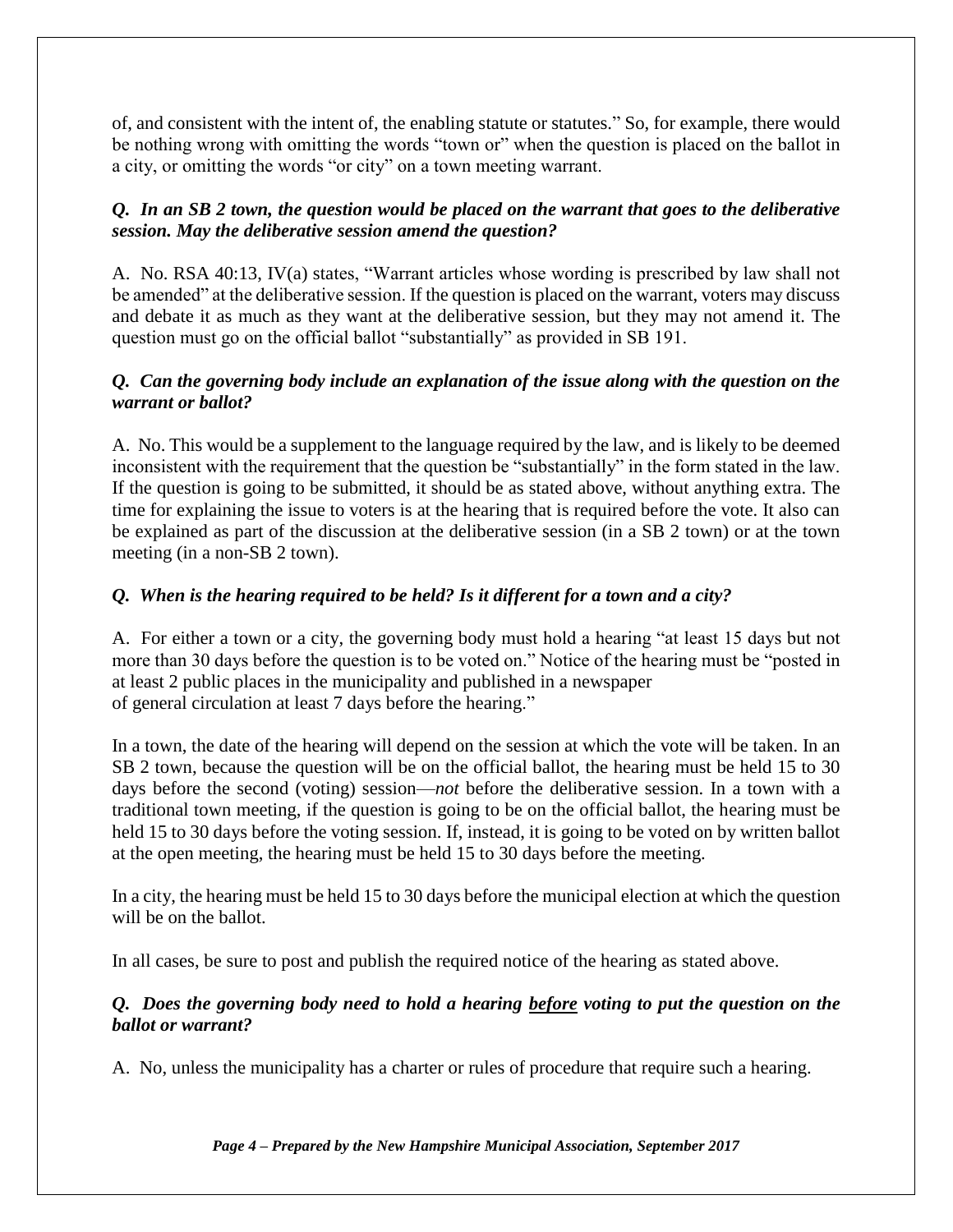of, and consistent with the intent of, the enabling statute or statutes." So, for example, there would be nothing wrong with omitting the words "town or" when the question is placed on the ballot in a city, or omitting the words "or city" on a town meeting warrant.

***Q. In an SB 2 town, the question would be placed on the warrant that goes to the deliberative session. May the deliberative session amend the question?***

A. No. RSA 40:13, IV(a) states, "Warrant articles whose wording is prescribed by law shall not be amended" at the deliberative session. If the question is placed on the warrant, voters may discuss and debate it as much as they want at the deliberative session, but they may not amend it. The question must go on the official ballot "substantially" as provided in SB 191.

***Q. Can the governing body include an explanation of the issue along with the question on the warrant or ballot?***

A. No. This would be a supplement to the language required by the law, and is likely to be deemed inconsistent with the requirement that the question be "substantially" in the form stated in the law. If the question is going to be submitted, it should be as stated above, without anything extra. The time for explaining the issue to voters is at the hearing that is required before the vote. It also can be explained as part of the discussion at the deliberative session (in a SB 2 town) or at the town meeting (in a non-SB 2 town).

***Q. When is the hearing required to be held? Is it different for a town and a city?***

A. For either a town or a city, the governing body must hold a hearing "at least 15 days but not more than 30 days before the question is to be voted on." Notice of the hearing must be "posted in at least 2 public places in the municipality and published in a newspaper of general circulation at least 7 days before the hearing."

In a town, the date of the hearing will depend on the session at which the vote will be taken. In an SB 2 town, because the question will be on the official ballot, the hearing must be held 15 to 30 days before the second (voting) session—*not* before the deliberative session. In a town with a traditional town meeting, if the question is going to be on the official ballot, the hearing must be held 15 to 30 days before the voting session. If, instead, it is going to be voted on by written ballot at the open meeting, the hearing must be held 15 to 30 days before the meeting.

In a city, the hearing must be held 15 to 30 days before the municipal election at which the question will be on the ballot.

In all cases, be sure to post and publish the required notice of the hearing as stated above.

***Q. Does the governing body need to hold a hearing <u>before</u> voting to put the question on the ballot or warrant?***

A. No, unless the municipality has a charter or rules of procedure that require such a hearing.